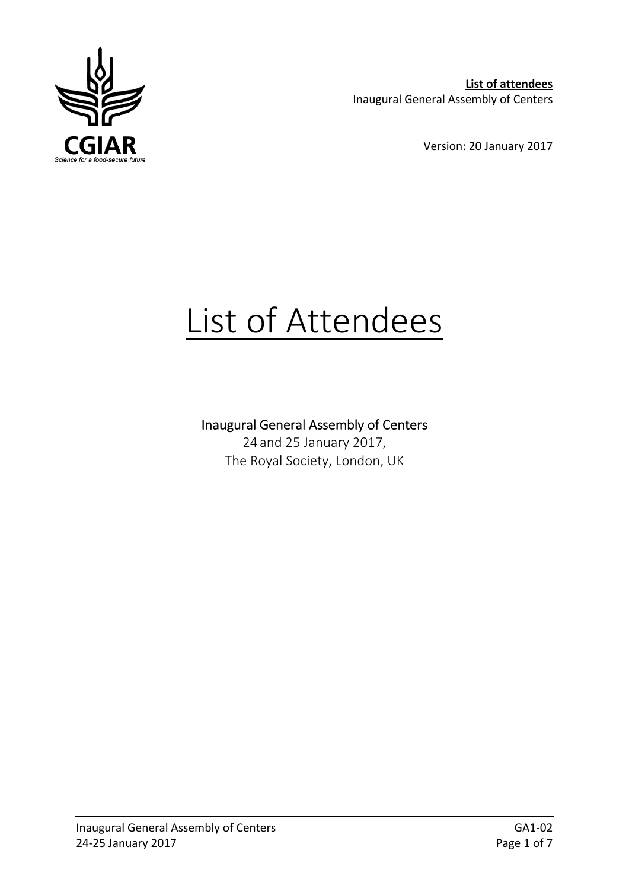**List of attendees**
Inaugural General Assembly of Centers

Version: 20 January 2017

# List of Attendees

## Inaugural General Assembly of Centers

24 and 25 January 2017,
The Royal Society, London, UK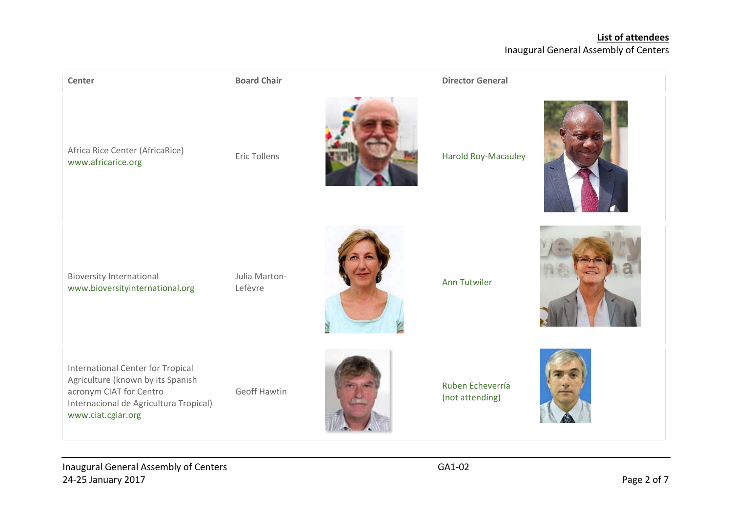| Center | Board Chair | | Director General | |
| --- | --- | --- | --- | --- |
| Africa Rice Center (AfricaRice) www.africarice.org | Eric Tollens | | Harold Roy-Macauley | |
| Bioversity International www.bioversityinternational.org | Julia Marton-Lefèvre | | Ann Tutwiler | |
| International Center for Tropical Agriculture (known by its Spanish acronym CIAT for Centro Internacional de Agricultura Tropical) www.ciat.cgiar.org | Geoff Hawtin | | Ruben Echeverría (not attending) | |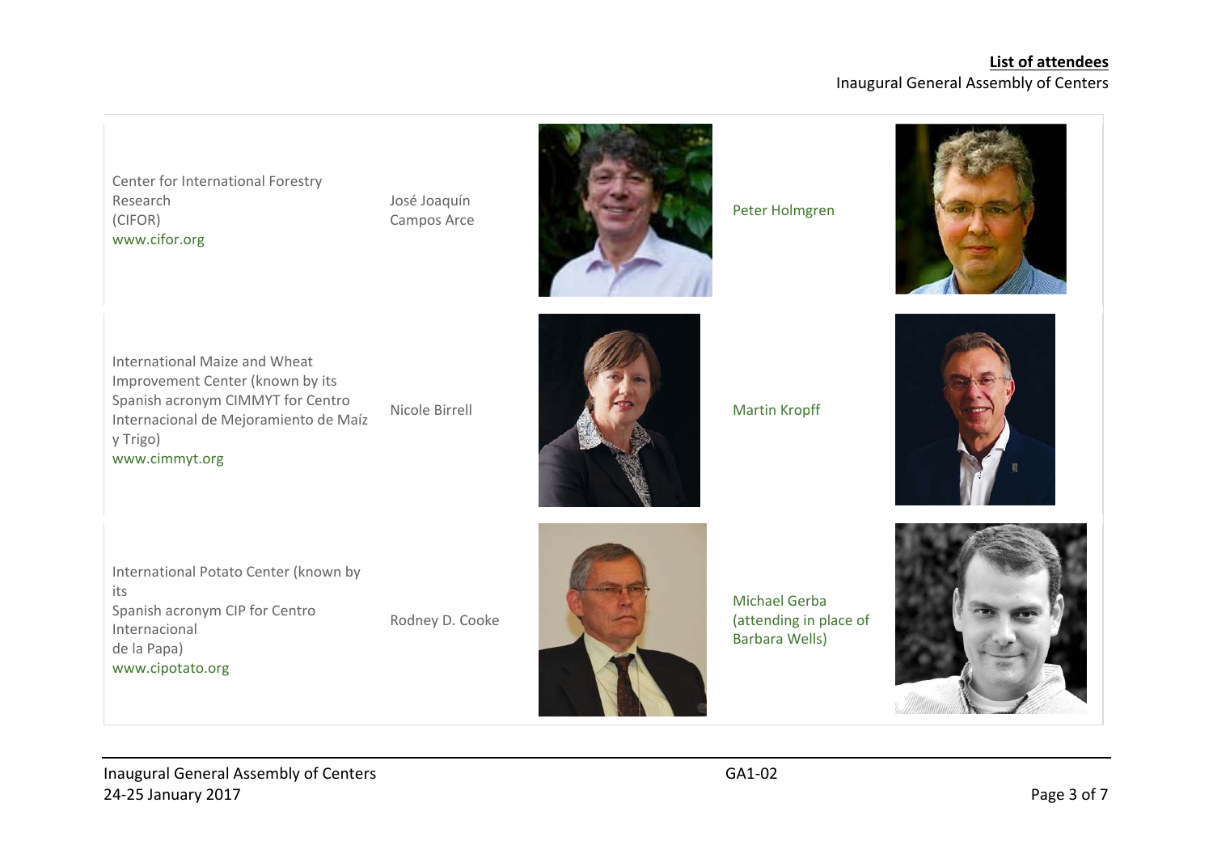**List of attendees**
Inaugural General Assembly of Centers

| Center | Attendee | | Attendee | |
|---|---|---|---|---|
| Center for International Forestry Research (CIFOR) www.cifor.org | José Joaquín Campos Arce | | Peter Holmgren | |
| International Maize and Wheat Improvement Center (known by its Spanish acronym CIMMYT for Centro Internacional de Mejoramiento de Maíz y Trigo) www.cimmyt.org | Nicole Birrell | | Martin Kropff | |
| International Potato Center (known by its Spanish acronym CIP for Centro Internacional de la Papa) www.cipotato.org | Rodney D. Cooke | | Michael Gerba (attending in place of Barbara Wells) | |

Inaugural General Assembly of Centers
24-25 January 2017

GA1-02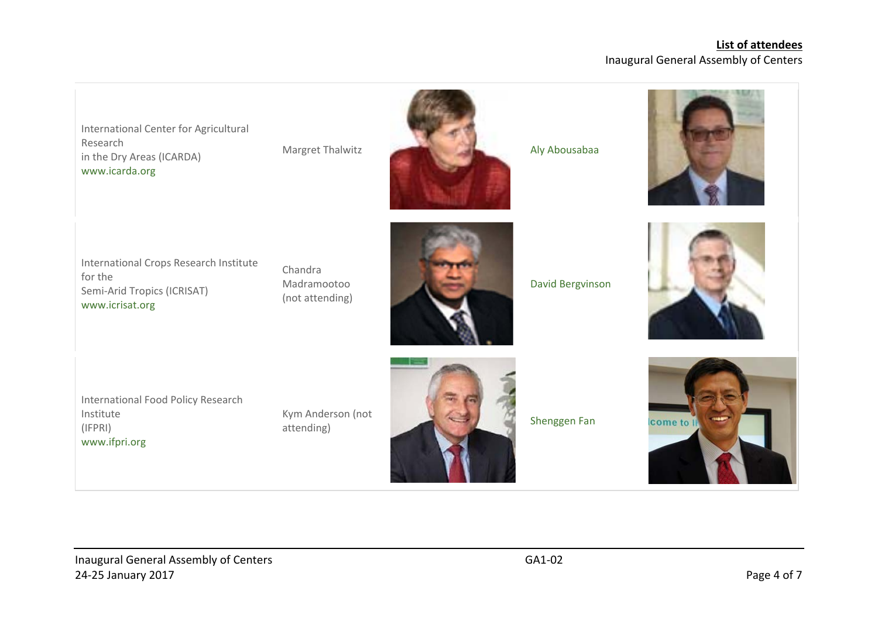**List of attendees**

Inaugural General Assembly of Centers

| Center | Board Chair | Director General |
| --- | --- | --- |
| International Center for Agricultural Research in the Dry Areas (ICARDA) www.icarda.org | Margret Thalwitz | Aly Abousabaa |
| International Crops Research Institute for the Semi-Arid Tropics (ICRISAT) www.icrisat.org | Chandra Madramootoo (not attending) | David Bergvinson |
| International Food Policy Research Institute (IFPRI) www.ifpri.org | Kym Anderson (not attending) | Shenggen Fan |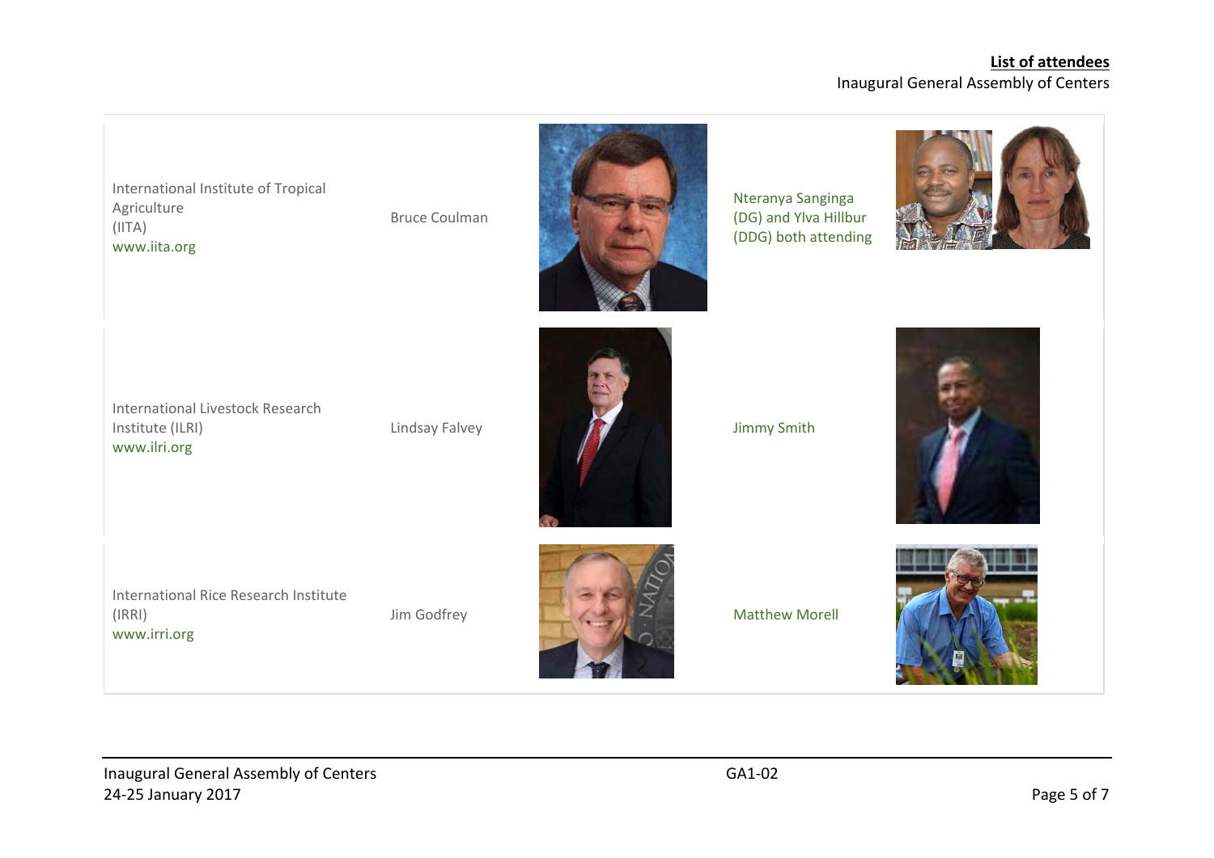**List of attendees**
Inaugural General Assembly of Centers

| | | | | |
|---|---|---|---|---|
| International Institute of Tropical Agriculture (IITA) www.iita.org | Bruce Coulman | | Nteranya Sanginga (DG) and Ylva Hillbur (DDG) both attending | |
| International Livestock Research Institute (ILRI) www.ilri.org | Lindsay Falvey | | Jimmy Smith | |
| International Rice Research Institute (IRRI) www.irri.org | Jim Godfrey | | Matthew Morell | |

Inaugural General Assembly of Centers
24-25 January 2017

GA1-02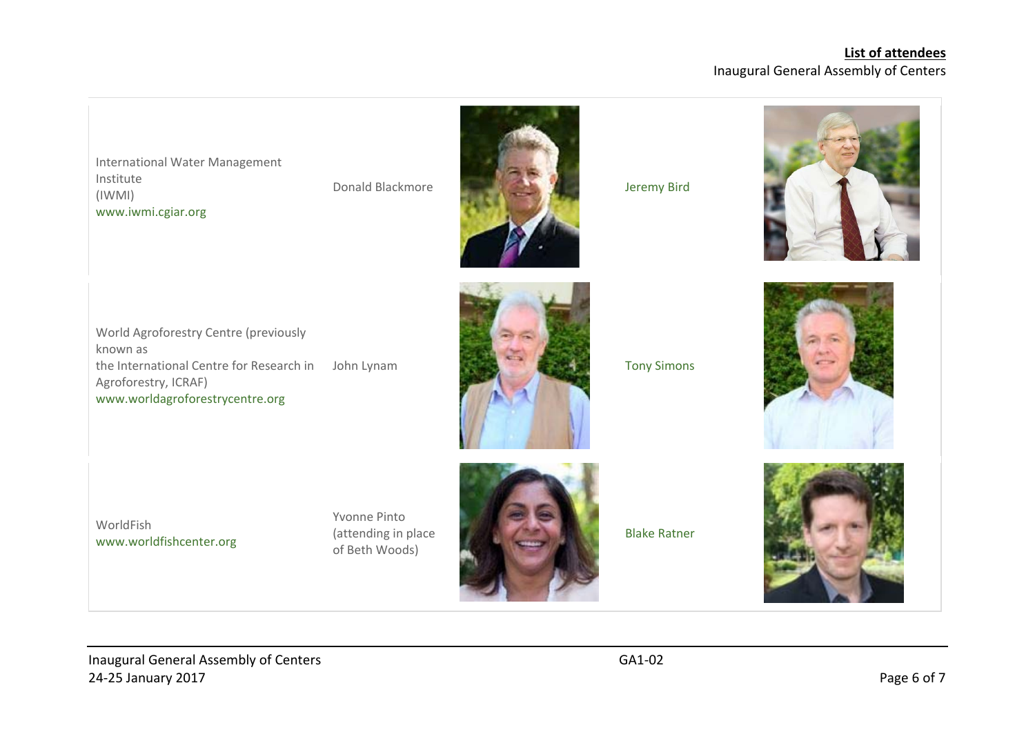**List of attendees**
Inaugural General Assembly of Centers

| | | | | |
|---|---|---|---|---|
| International Water Management Institute (IWMI) www.iwmi.cgiar.org | Donald Blackmore | | Jeremy Bird | |
| World Agroforestry Centre (previously known as the International Centre for Research in Agroforestry, ICRAF) www.worldagroforestrycentre.org | John Lynam | | Tony Simons | |
| WorldFish www.worldfishcenter.org | Yvonne Pinto (attending in place of Beth Woods) | | Blake Ratner | |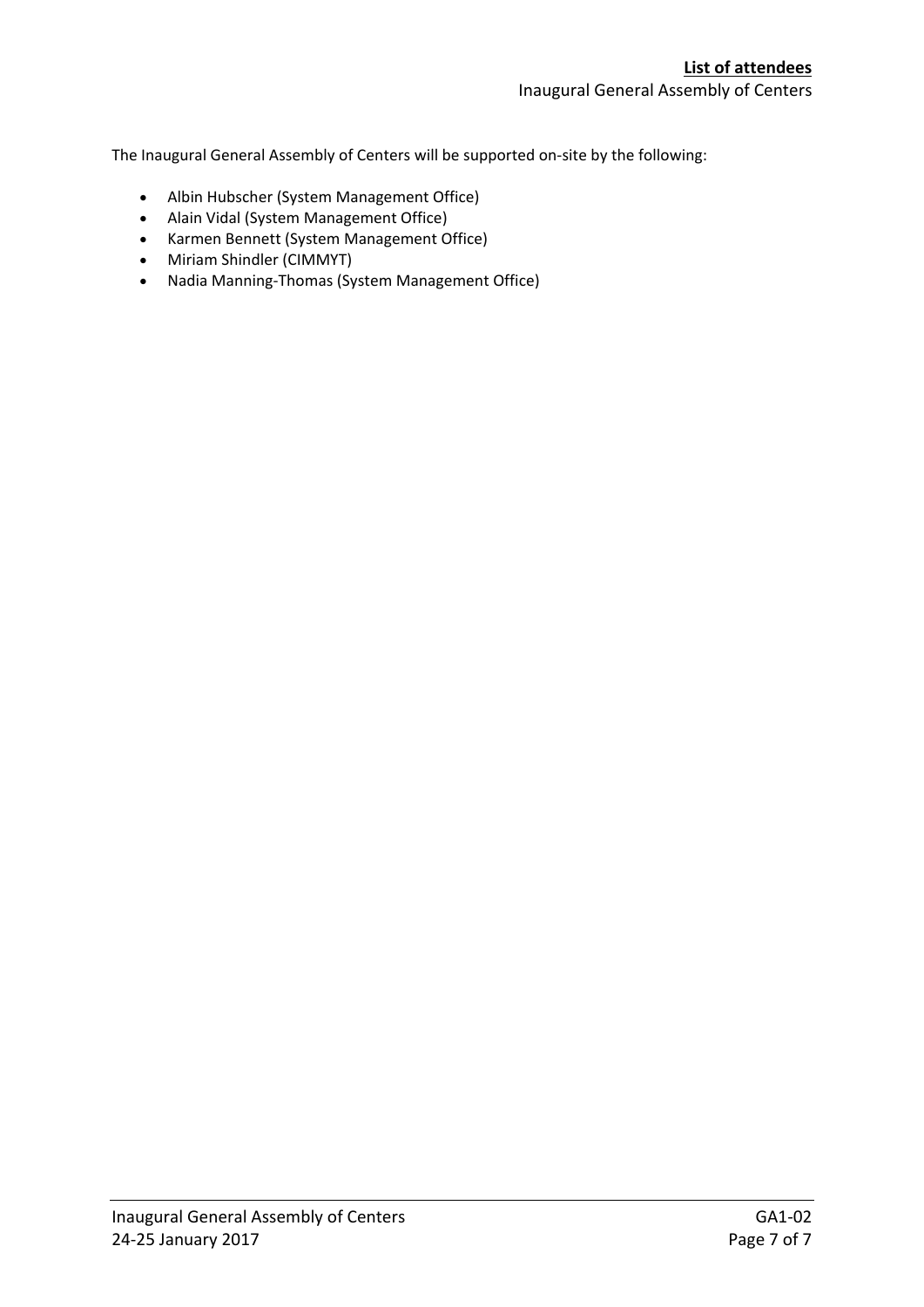The Inaugural General Assembly of Centers will be supported on-site by the following:

- Albin Hubscher (System Management Office)
- Alain Vidal (System Management Office)
- Karmen Bennett (System Management Office)
- Miriam Shindler (CIMMYT)
- Nadia Manning-Thomas (System Management Office)